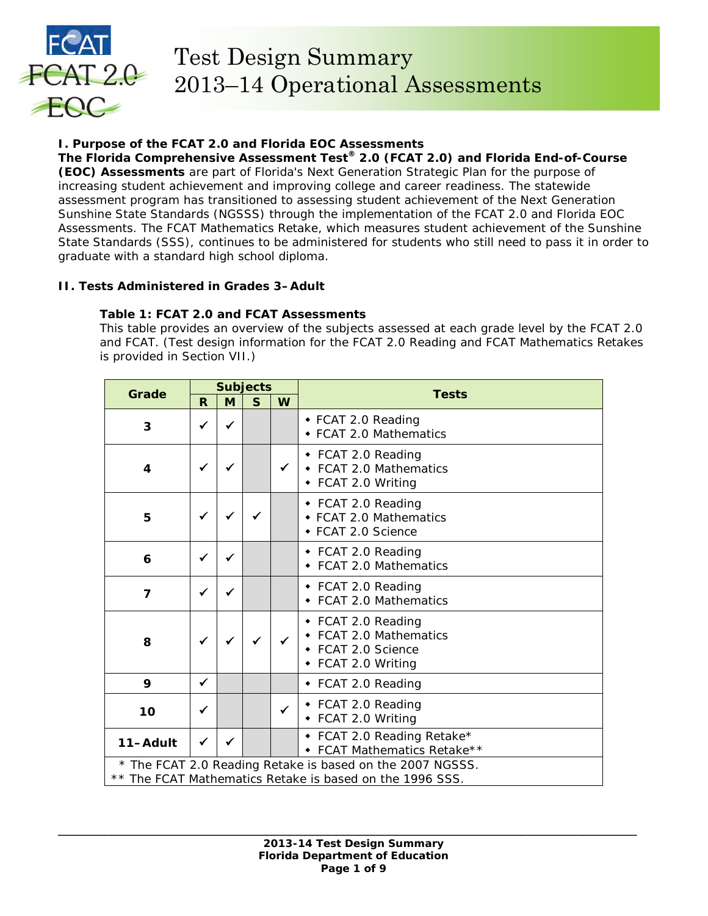# Test Design Summary 2013–14 Operational Assessments

## I. Purpose of the FCAT 2.0 and Florida EOC Assessments

**The Florida Comprehensive Assessment Test® 2.0 (FCAT 2.0) and Florida End-of-Course (EOC) Assessments** are part of Florida's Next Generation Strategic Plan for the purpose of increasing student achievement and improving college and career readiness. The statewide assessment program has transitioned to assessing student achievement of the Next Generation Sunshine State Standards (NGSSS) through the implementation of the FCAT 2.0 and Florida EOC Assessments. The FCAT Mathematics Retake, which measures student achievement of the Sunshine State Standards (SSS), continues to be administered for students who still need to pass it in order to graduate with a standard high school diploma.

## II. Tests Administered in Grades 3–Adult

### Table 1: FCAT 2.0 and FCAT Assessments

This table provides an overview of the subjects assessed at each grade level by the FCAT 2.0 and FCAT. (Test design information for the FCAT 2.0 Reading and FCAT Mathematics Retakes is provided in Section VII.)

| Grade | Subjects | | | | Tests |
|---|---|---|---|---|---|
| | R | M | S | W | |
| 3 | ✓ | ✓ | | | • FCAT 2.0 Reading<br>• FCAT 2.0 Mathematics |
| 4 | ✓ | ✓ | | ✓ | • FCAT 2.0 Reading<br>• FCAT 2.0 Mathematics<br>• FCAT 2.0 Writing |
| 5 | ✓ | ✓ | ✓ | | • FCAT 2.0 Reading<br>• FCAT 2.0 Mathematics<br>• FCAT 2.0 Science |
| 6 | ✓ | ✓ | | | • FCAT 2.0 Reading<br>• FCAT 2.0 Mathematics |
| 7 | ✓ | ✓ | | | • FCAT 2.0 Reading<br>• FCAT 2.0 Mathematics |
| 8 | ✓ | ✓ | ✓ | ✓ | • FCAT 2.0 Reading<br>• FCAT 2.0 Mathematics<br>• FCAT 2.0 Science<br>• FCAT 2.0 Writing |
| 9 | ✓ | | | | • FCAT 2.0 Reading |
| 10 | ✓ | | | ✓ | • FCAT 2.0 Reading<br>• FCAT 2.0 Writing |
| 11–Adult | ✓ | ✓ | | | • FCAT 2.0 Reading Retake*<br>• FCAT Mathematics Retake** |

\* The FCAT 2.0 Reading Retake is based on the 2007 NGSSS.
** The FCAT Mathematics Retake is based on the 1996 SSS.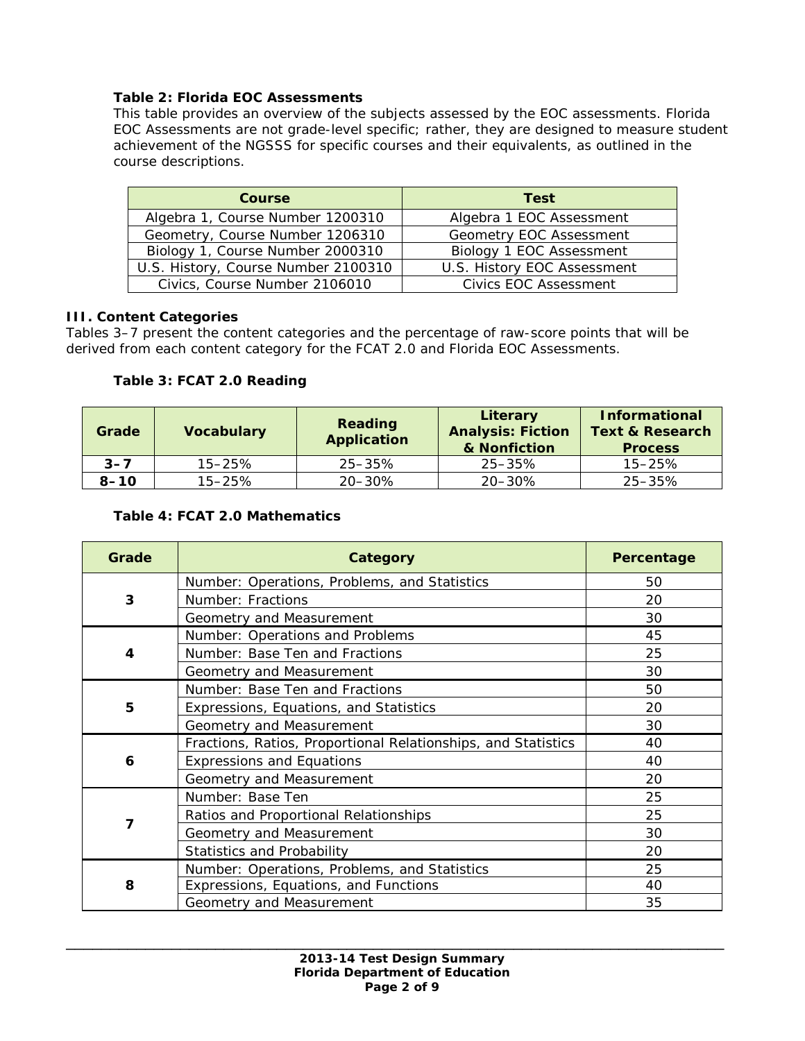**Table 2: Florida EOC Assessments**

This table provides an overview of the subjects assessed by the EOC assessments. Florida EOC Assessments are not grade-level specific; rather, they are designed to measure student achievement of the NGSSS for specific courses and their equivalents, as outlined in the course descriptions.

| Course | Test |
|---|---|
| Algebra 1, Course Number 1200310 | Algebra 1 EOC Assessment |
| Geometry, Course Number 1206310 | Geometry EOC Assessment |
| Biology 1, Course Number 2000310 | Biology 1 EOC Assessment |
| U.S. History, Course Number 2100310 | U.S. History EOC Assessment |
| Civics, Course Number 2106010 | Civics EOC Assessment |

## III. Content Categories

Tables 3–7 present the content categories and the percentage of raw-score points that will be derived from each content category for the FCAT 2.0 and Florida EOC Assessments.

**Table 3: FCAT 2.0 Reading**

| Grade | Vocabulary | Reading Application | Literary Analysis: Fiction & Nonfiction | Informational Text & Research Process |
|---|---|---|---|---|
| **3–7** | 15–25% | 25–35% | 25–35% | 15–25% |
| **8–10** | 15–25% | 20–30% | 20–30% | 25–35% |

**Table 4: FCAT 2.0 Mathematics**

| Grade | Category | Percentage |
|---|---|---|
| **3** | Number: Operations, Problems, and Statistics | 50 |
| | Number: Fractions | 20 |
| | Geometry and Measurement | 30 |
| **4** | Number: Operations and Problems | 45 |
| | Number: Base Ten and Fractions | 25 |
| | Geometry and Measurement | 30 |
| **5** | Number: Base Ten and Fractions | 50 |
| | Expressions, Equations, and Statistics | 20 |
| | Geometry and Measurement | 30 |
| **6** | Fractions, Ratios, Proportional Relationships, and Statistics | 40 |
| | Expressions and Equations | 40 |
| | Geometry and Measurement | 20 |
| **7** | Number: Base Ten | 25 |
| | Ratios and Proportional Relationships | 25 |
| | Geometry and Measurement | 30 |
| | Statistics and Probability | 20 |
| **8** | Number: Operations, Problems, and Statistics | 25 |
| | Expressions, Equations, and Functions | 40 |
| | Geometry and Measurement | 35 |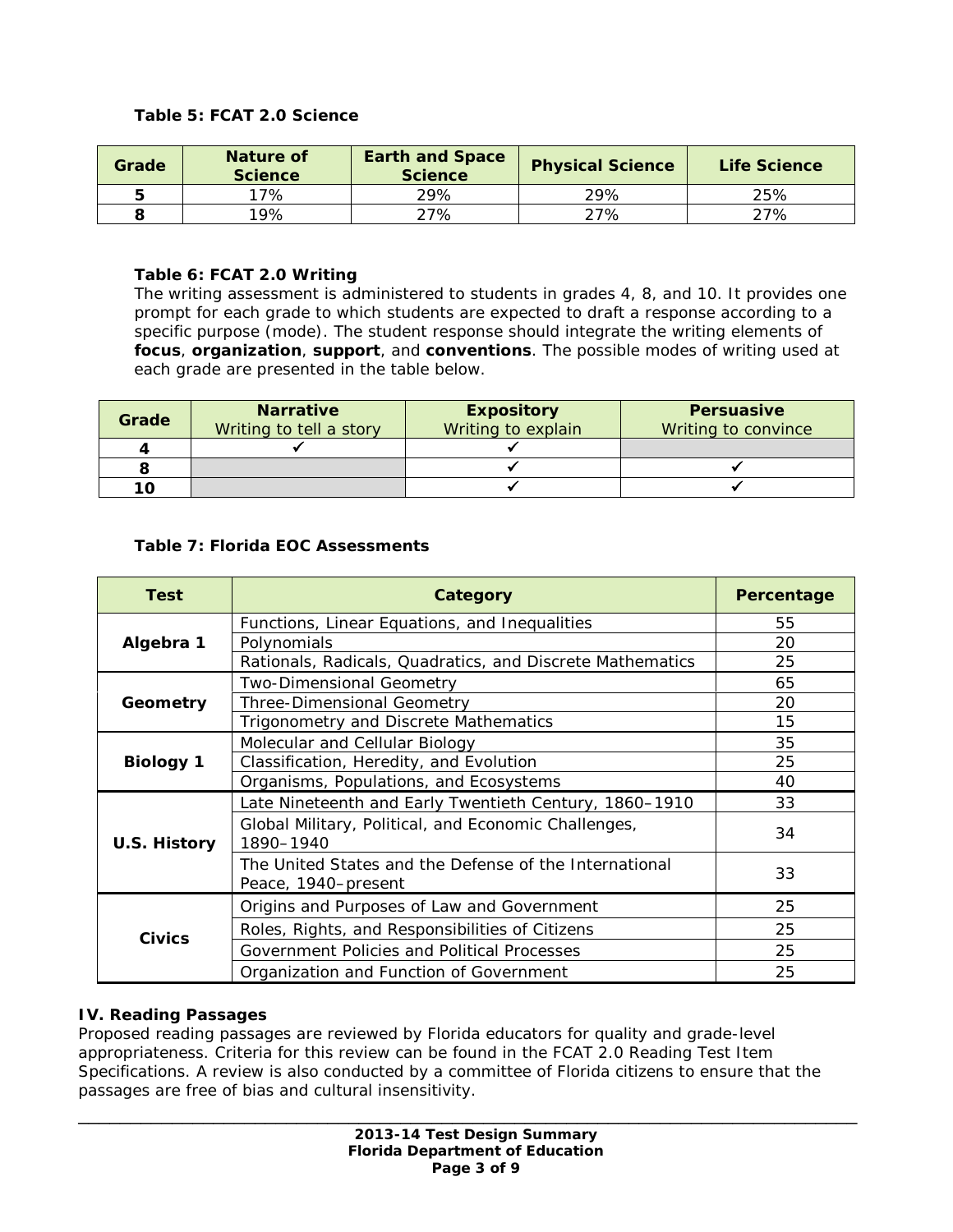**Table 5: FCAT 2.0 Science**

| Grade | Nature of Science | Earth and Space Science | Physical Science | Life Science |
|---|---|---|---|---|
| 5 | 17% | 29% | 29% | 25% |
| 8 | 19% | 27% | 27% | 27% |

**Table 6: FCAT 2.0 Writing**

The writing assessment is administered to students in grades 4, 8, and 10. It provides one prompt for each grade to which students are expected to draft a response according to a specific purpose (mode). The student response should integrate the writing elements of **focus**, **organization**, **support**, and **conventions**. The possible modes of writing used at each grade are presented in the table below.

| Grade | **Narrative** Writing to tell a story | **Expository** Writing to explain | **Persuasive** Writing to convince |
|---|---|---|---|
| 4 | ✓ | ✓ | |
| 8 | | ✓ | ✓ |
| 10 | | ✓ | ✓ |

**Table 7: Florida EOC Assessments**

| Test | Category | Percentage |
|---|---|---|
| Algebra 1 | Functions, Linear Equations, and Inequalities | 55 |
| | Polynomials | 20 |
| | Rationals, Radicals, Quadratics, and Discrete Mathematics | 25 |
| Geometry | Two-Dimensional Geometry | 65 |
| | Three-Dimensional Geometry | 20 |
| | Trigonometry and Discrete Mathematics | 15 |
| Biology 1 | Molecular and Cellular Biology | 35 |
| | Classification, Heredity, and Evolution | 25 |
| | Organisms, Populations, and Ecosystems | 40 |
| U.S. History | Late Nineteenth and Early Twentieth Century, 1860–1910 | 33 |
| | Global Military, Political, and Economic Challenges, 1890–1940 | 34 |
| | The United States and the Defense of the International Peace, 1940–present | 33 |
| Civics | Origins and Purposes of Law and Government | 25 |
| | Roles, Rights, and Responsibilities of Citizens | 25 |
| | Government Policies and Political Processes | 25 |
| | Organization and Function of Government | 25 |

## IV. Reading Passages

Proposed reading passages are reviewed by Florida educators for quality and grade-level appropriateness. Criteria for this review can be found in the FCAT 2.0 Reading Test Item Specifications. A review is also conducted by a committee of Florida citizens to ensure that the passages are free of bias and cultural insensitivity.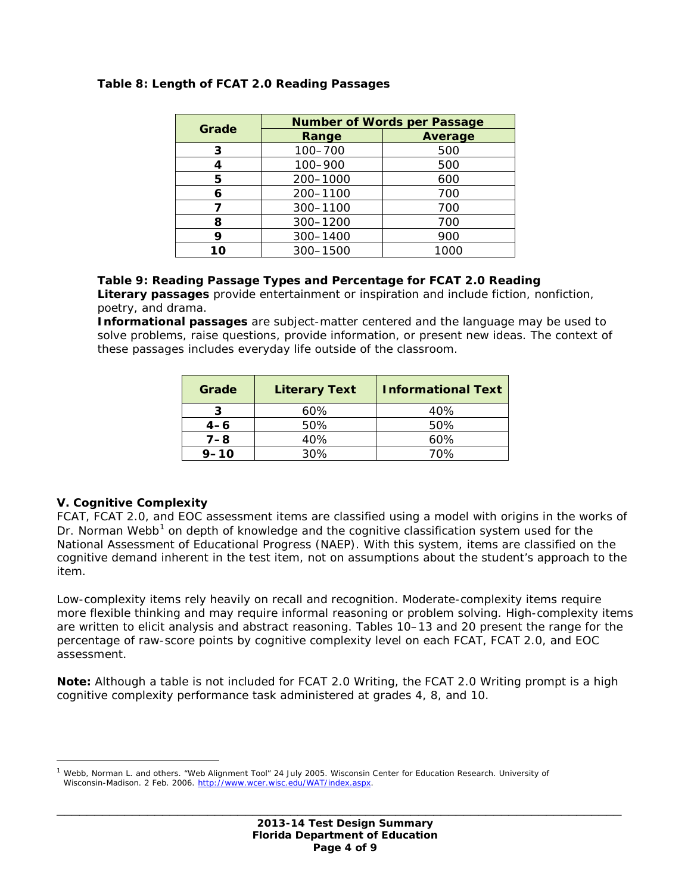**Table 8: Length of FCAT 2.0 Reading Passages**

| Grade | Number of Words per Passage | |
|---|---|---|
| | Range | Average |
| 3 | 100–700 | 500 |
| 4 | 100–900 | 500 |
| 5 | 200–1000 | 600 |
| 6 | 200–1100 | 700 |
| 7 | 300–1100 | 700 |
| 8 | 300–1200 | 700 |
| 9 | 300–1400 | 900 |
| 10 | 300–1500 | 1000 |

**Table 9: Reading Passage Types and Percentage for FCAT 2.0 Reading**

**Literary passages** provide entertainment or inspiration and include fiction, nonfiction, poetry, and drama.

**Informational passages** are subject-matter centered and the language may be used to solve problems, raise questions, provide information, or present new ideas. The context of these passages includes everyday life outside of the classroom.

| Grade | Literary Text | Informational Text |
|---|---|---|
| 3 | 60% | 40% |
| 4–6 | 50% | 50% |
| 7–8 | 40% | 60% |
| 9–10 | 30% | 70% |

### V. Cognitive Complexity

FCAT, FCAT 2.0, and EOC assessment items are classified using a model with origins in the works of Dr. Norman Webb[1] on depth of knowledge and the cognitive classification system used for the National Assessment of Educational Progress (NAEP). With this system, items are classified on the cognitive demand inherent in the test item, not on assumptions about the student's approach to the item.

Low-complexity items rely heavily on recall and recognition. Moderate-complexity items require more flexible thinking and may require informal reasoning or problem solving. High-complexity items are written to elicit analysis and abstract reasoning. Tables 10–13 and 20 present the range for the percentage of raw-score points by cognitive complexity level on each FCAT, FCAT 2.0, and EOC assessment.

**Note:** Although a table is not included for FCAT 2.0 Writing, the FCAT 2.0 Writing prompt is a high cognitive complexity performance task administered at grades 4, 8, and 10.

[1] Webb, Norman L. and others. "Web Alignment Tool" 24 July 2005. Wisconsin Center for Education Research. University of Wisconsin-Madison. 2 Feb. 2006. http://www.wcer.wisc.edu/WAT/index.aspx.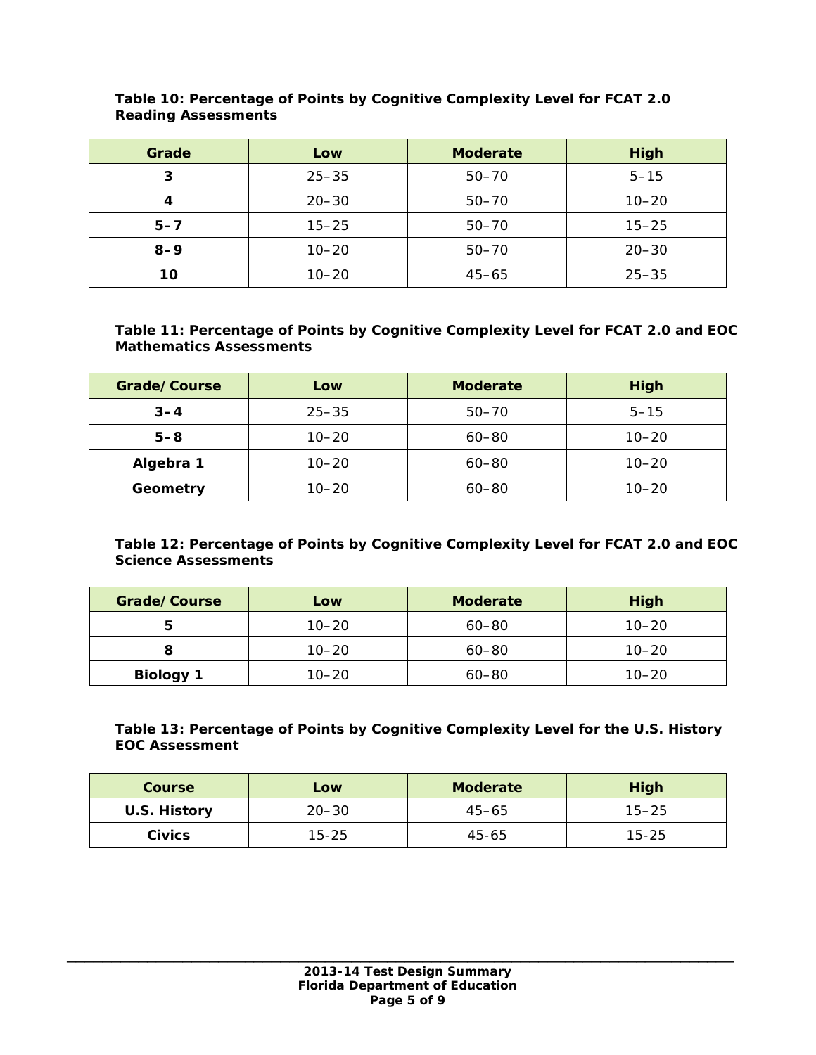**Table 10: Percentage of Points by Cognitive Complexity Level for FCAT 2.0 Reading Assessments**

| Grade | Low | Moderate | High |
|---|---|---|---|
| **3** | 25–35 | 50–70 | 5–15 |
| **4** | 20–30 | 50–70 | 10–20 |
| **5–7** | 15–25 | 50–70 | 15–25 |
| **8–9** | 10–20 | 50–70 | 20–30 |
| **10** | 10–20 | 45–65 | 25–35 |

**Table 11: Percentage of Points by Cognitive Complexity Level for FCAT 2.0 and EOC Mathematics Assessments**

| Grade/Course | Low | Moderate | High |
|---|---|---|---|
| **3–4** | 25–35 | 50–70 | 5–15 |
| **5–8** | 10–20 | 60–80 | 10–20 |
| **Algebra 1** | 10–20 | 60–80 | 10–20 |
| **Geometry** | 10–20 | 60–80 | 10–20 |

**Table 12: Percentage of Points by Cognitive Complexity Level for FCAT 2.0 and EOC Science Assessments**

| Grade/Course | Low | Moderate | High |
|---|---|---|---|
| **5** | 10–20 | 60–80 | 10–20 |
| **8** | 10–20 | 60–80 | 10–20 |
| **Biology 1** | 10–20 | 60–80 | 10–20 |

**Table 13: Percentage of Points by Cognitive Complexity Level for the U.S. History EOC Assessment**

| Course | Low | Moderate | High |
|---|---|---|---|
| **U.S. History** | 20–30 | 45–65 | 15–25 |
| **Civics** | 15-25 | 45-65 | 15-25 |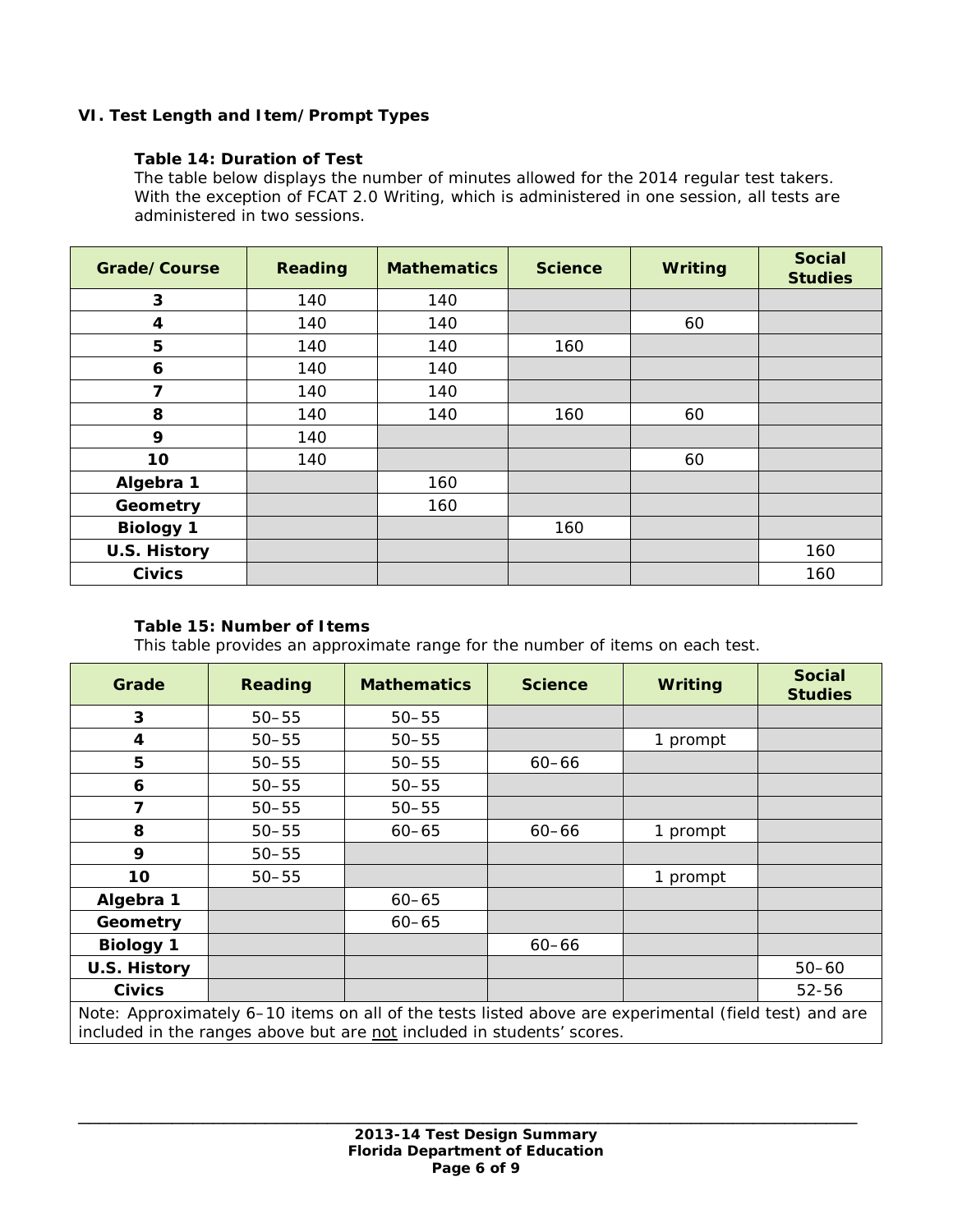## VI. Test Length and Item/Prompt Types

### Table 14: Duration of Test

The table below displays the number of minutes allowed for the 2014 regular test takers. With the exception of FCAT 2.0 Writing, which is administered in one session, all tests are administered in two sessions.

| Grade/Course | Reading | Mathematics | Science | Writing | Social Studies |
|---|---|---|---|---|---|
| 3 | 140 | 140 | | | |
| 4 | 140 | 140 | | 60 | |
| 5 | 140 | 140 | 160 | | |
| 6 | 140 | 140 | | | |
| 7 | 140 | 140 | | | |
| 8 | 140 | 140 | 160 | 60 | |
| 9 | 140 | | | | |
| 10 | 140 | | | 60 | |
| Algebra 1 | | 160 | | | |
| Geometry | | 160 | | | |
| Biology 1 | | | 160 | | |
| U.S. History | | | | | 160 |
| Civics | | | | | 160 |

### Table 15: Number of Items

This table provides an approximate range for the number of items on each test.

| Grade | Reading | Mathematics | Science | Writing | Social Studies |
|---|---|---|---|---|---|
| 3 | 50–55 | 50–55 | | | |
| 4 | 50–55 | 50–55 | | 1 prompt | |
| 5 | 50–55 | 50–55 | 60–66 | | |
| 6 | 50–55 | 50–55 | | | |
| 7 | 50–55 | 50–55 | | | |
| 8 | 50–55 | 60–65 | 60–66 | 1 prompt | |
| 9 | 50–55 | | | | |
| 10 | 50–55 | | | 1 prompt | |
| Algebra 1 | | 60–65 | | | |
| Geometry | | 60–65 | | | |
| Biology 1 | | | 60–66 | | |
| U.S. History | | | | | 50–60 |
| Civics | | | | | 52-56 |

Note: Approximately 6–10 items on all of the tests listed above are experimental (field test) and are included in the ranges above but are not included in students' scores.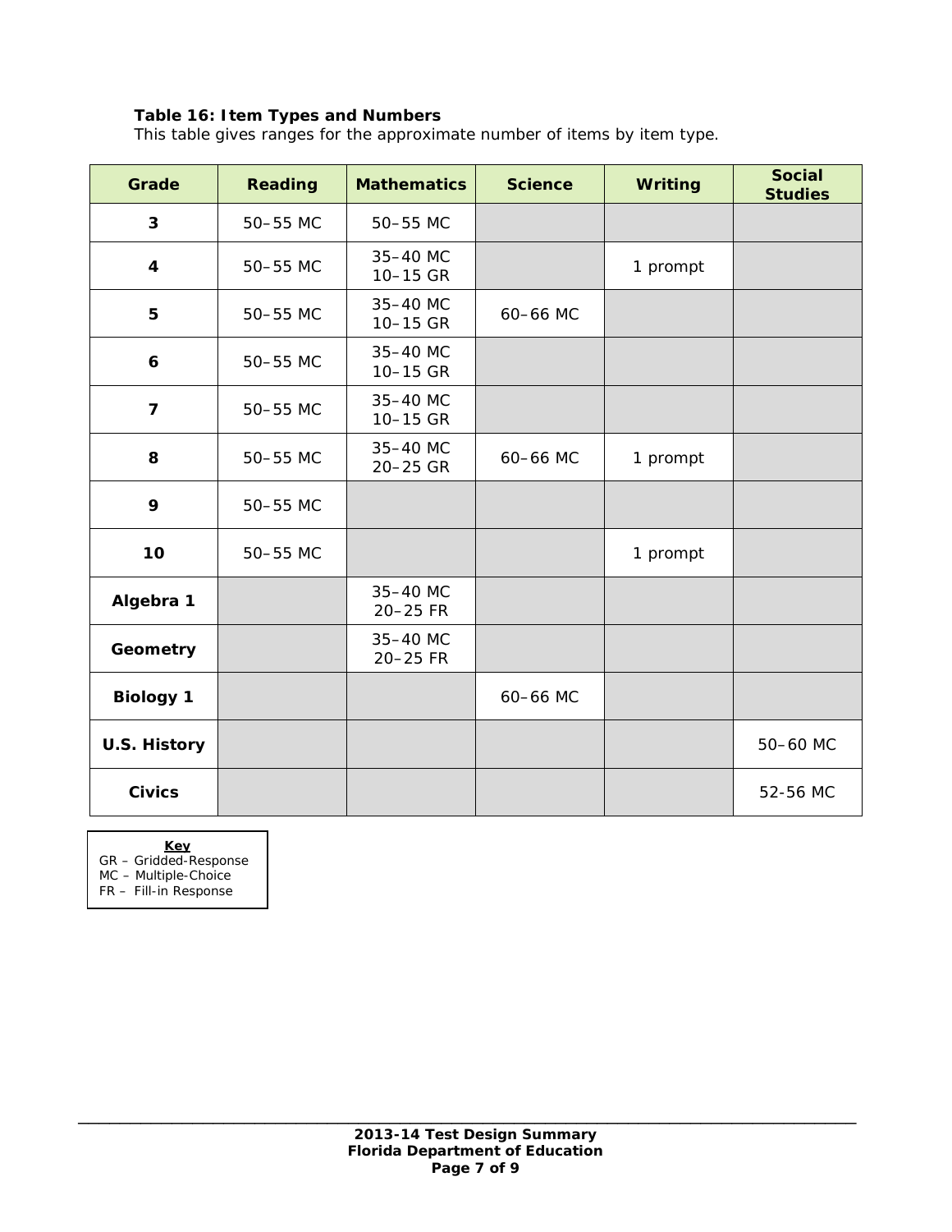**Table 16: Item Types and Numbers**

This table gives ranges for the approximate number of items by item type.

| Grade | Reading | Mathematics | Science | Writing | Social Studies |
|---|---|---|---|---|---|
| **3** | 50–55 MC | 50–55 MC | | | |
| **4** | 50–55 MC | 35–40 MC<br>10–15 GR | | 1 prompt | |
| **5** | 50–55 MC | 35–40 MC<br>10–15 GR | 60–66 MC | | |
| **6** | 50–55 MC | 35–40 MC<br>10–15 GR | | | |
| **7** | 50–55 MC | 35–40 MC<br>10–15 GR | | | |
| **8** | 50–55 MC | 35–40 MC<br>20–25 GR | 60–66 MC | 1 prompt | |
| **9** | 50–55 MC | | | | |
| **10** | 50–55 MC | | | 1 prompt | |
| **Algebra 1** | | 35–40 MC<br>20–25 FR | | | |
| **Geometry** | | 35–40 MC<br>20–25 FR | | | |
| **Biology 1** | | | 60–66 MC | | |
| **U.S. History** | | | | | 50–60 MC |
| **Civics** | | | | | 52-56 MC |

**Key**

GR – Gridded-Response
MC – Multiple-Choice
FR – Fill-in Response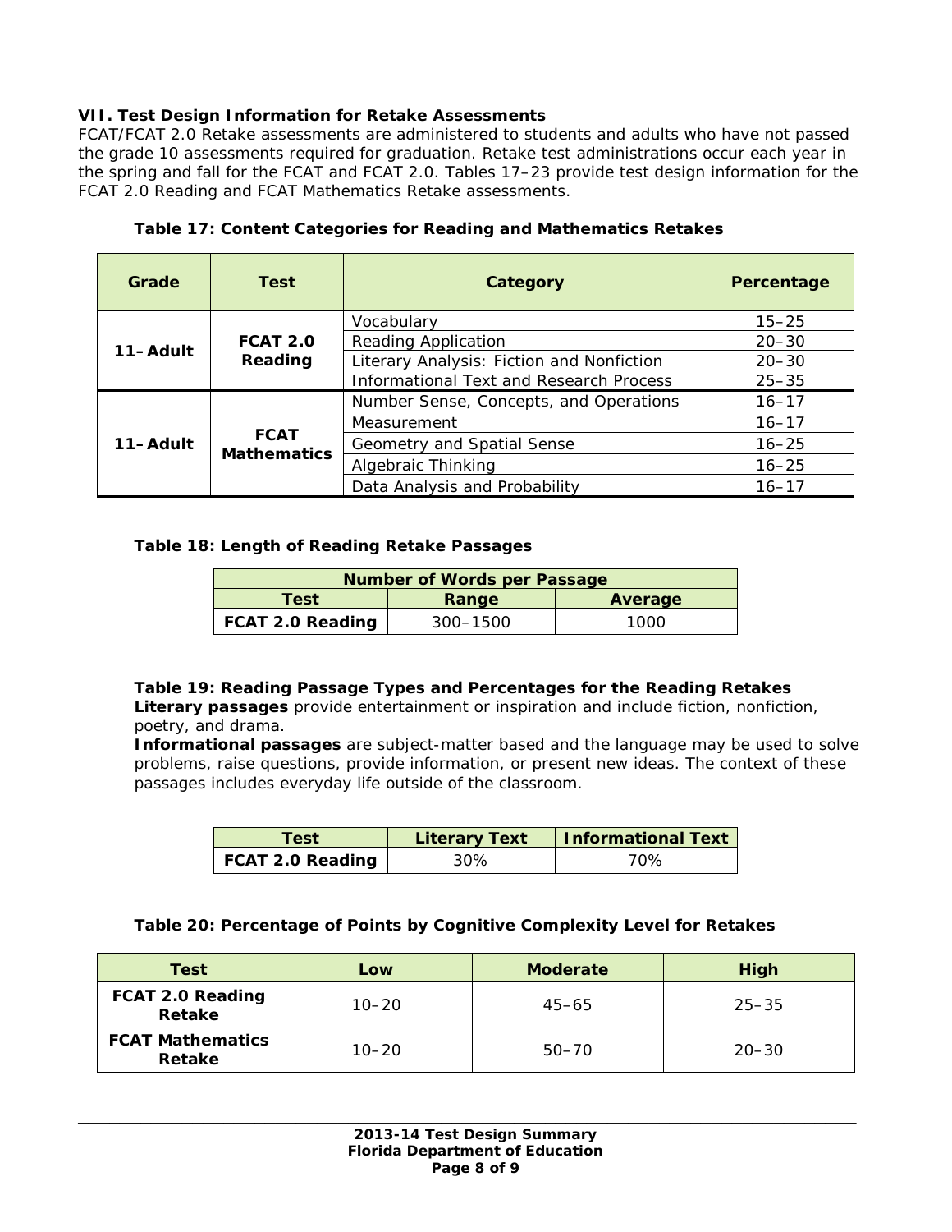## VII. Test Design Information for Retake Assessments

FCAT/FCAT 2.0 Retake assessments are administered to students and adults who have not passed the grade 10 assessments required for graduation. Retake test administrations occur each year in the spring and fall for the FCAT and FCAT 2.0. Tables 17–23 provide test design information for the FCAT 2.0 Reading and FCAT Mathematics Retake assessments.

**Table 17: Content Categories for Reading and Mathematics Retakes**

| Grade | Test | Category | Percentage |
|---|---|---|---|
| 11–Adult | FCAT 2.0 Reading | Vocabulary | 15–25 |
| | | Reading Application | 20–30 |
| | | Literary Analysis: Fiction and Nonfiction | 20–30 |
| | | Informational Text and Research Process | 25–35 |
| 11–Adult | FCAT Mathematics | Number Sense, Concepts, and Operations | 16–17 |
| | | Measurement | 16–17 |
| | | Geometry and Spatial Sense | 16–25 |
| | | Algebraic Thinking | 16–25 |
| | | Data Analysis and Probability | 16–17 |

**Table 18: Length of Reading Retake Passages**

| Number of Words per Passage | | |
|---|---|---|
| **Test** | **Range** | **Average** |
| **FCAT 2.0 Reading** | 300–1500 | 1000 |

**Table 19: Reading Passage Types and Percentages for the Reading Retakes**

**Literary passages** provide entertainment or inspiration and include fiction, nonfiction, poetry, and drama.

**Informational passages** are subject-matter based and the language may be used to solve problems, raise questions, provide information, or present new ideas. The context of these passages includes everyday life outside of the classroom.

| Test | Literary Text | Informational Text |
|---|---|---|
| **FCAT 2.0 Reading** | 30% | 70% |

**Table 20: Percentage of Points by Cognitive Complexity Level for Retakes**

| Test | Low | Moderate | High |
|---|---|---|---|
| **FCAT 2.0 Reading Retake** | 10–20 | 45–65 | 25–35 |
| **FCAT Mathematics Retake** | 10–20 | 50–70 | 20–30 |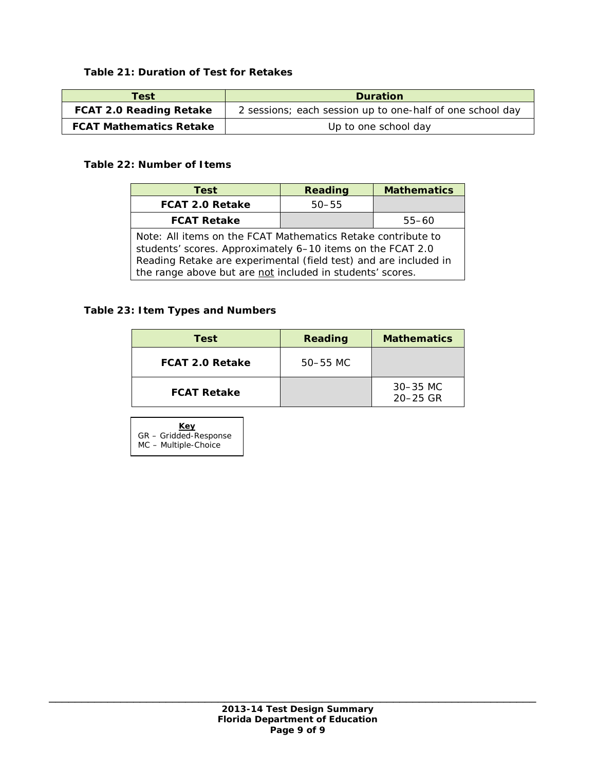**Table 21: Duration of Test for Retakes**

| Test | Duration |
|---|---|
| **FCAT 2.0 Reading Retake** | 2 sessions; each session up to one-half of one school day |
| **FCAT Mathematics Retake** | Up to one school day |

**Table 22: Number of Items**

| Test | Reading | Mathematics |
|---|---|---|
| **FCAT 2.0 Retake** | 50–55 | |
| **FCAT Retake** | | 55–60 |

Note: All items on the FCAT Mathematics Retake contribute to students' scores. Approximately 6–10 items on the FCAT 2.0 Reading Retake are experimental (field test) and are included in the range above but are not included in students' scores.

**Table 23: Item Types and Numbers**

| Test | Reading | Mathematics |
|---|---|---|
| **FCAT 2.0 Retake** | 50–55 MC | |
| **FCAT Retake** | | 30–35 MC<br>20–25 GR |

**Key**
GR – Gridded-Response
MC – Multiple-Choice